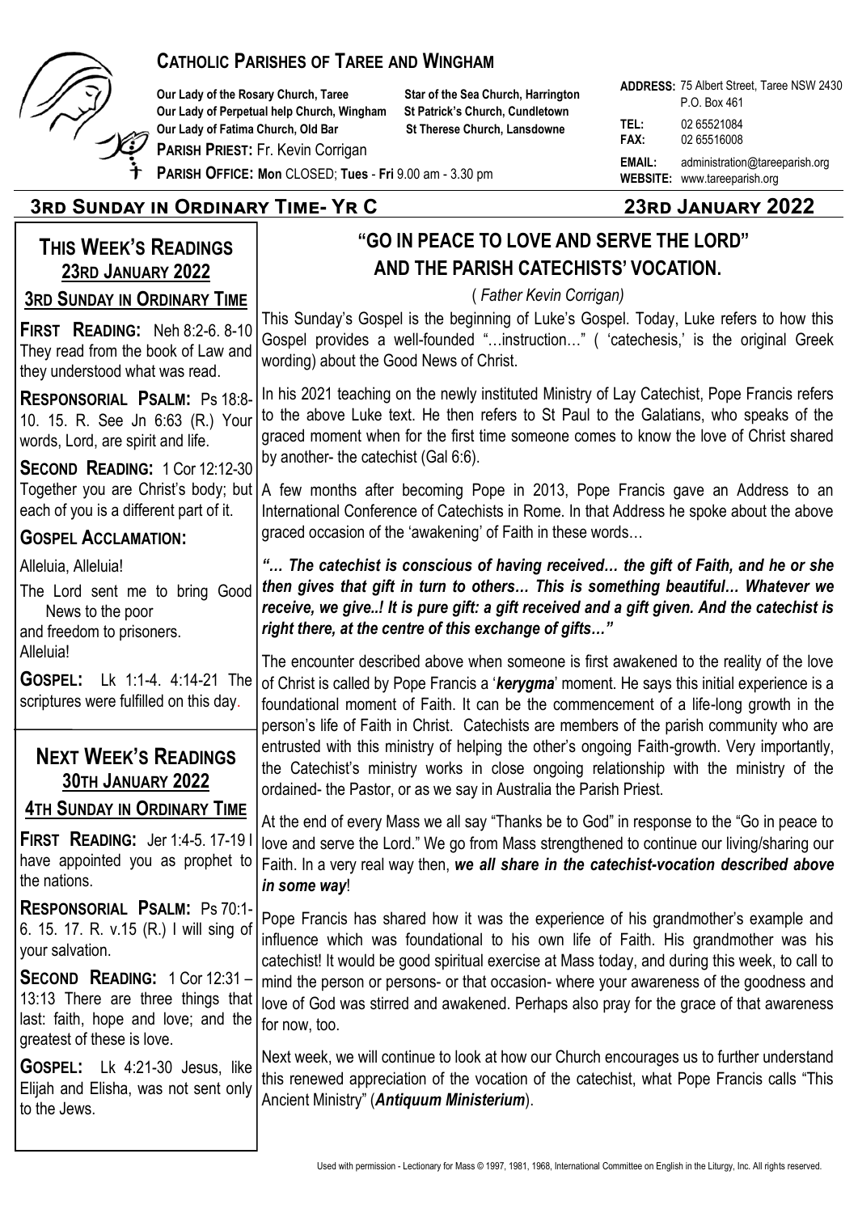# CATHOLIC PARISHES OF TAREE AND WINGHAM

**Our Lady of the Rosary Church, Taree**
**Our Lady of Perpetual help Church, Wingham**
**Our Lady of Fatima Church, Old Bar**
**Star of the Sea Church, Harrington**
**St Patrick's Church, Cundletown**
**St Therese Church, Lansdowne**

**PARISH PRIEST:** Fr. Kevin Corrigan

**PARISH OFFICE: Mon** CLOSED; **Tues** - **Fri** 9.00 am - 3.30 pm

**ADDRESS:** 75 Albert Street, Taree NSW 2430 P.O. Box 461
**TEL:** 02 65521084
**FAX:** 02 65516008
**EMAIL:** administration@tareeparish.org
**WEBSITE:** www.tareeparish.org

## 3rd Sunday in Ordinary Time- Yr C — 23rd January 2022

## THIS WEEK'S READINGS 23RD JANUARY 2022

### 3RD SUNDAY IN ORDINARY TIME

**FIRST READING:** Neh 8:2-6. 8-10 They read from the book of Law and they understood what was read.

**RESPONSORIAL PSALM:** Ps 18:8-10. 15. R. See Jn 6:63 (R.) Your words, Lord, are spirit and life.

**SECOND READING:** 1 Cor 12:12-30 Together you are Christ's body; but each of you is a different part of it.

**GOSPEL ACCLAMATION:**

Alleluia, Alleluia!
The Lord sent me to bring Good News to the poor
and freedom to prisoners.
Alleluia!

**GOSPEL:** Lk 1:1-4. 4:14-21 The scriptures were fulfilled on this day.

## NEXT WEEK'S READINGS 30TH JANUARY 2022

### 4TH SUNDAY IN ORDINARY TIME

**FIRST READING:** Jer 1:4-5. 17-19 I have appointed you as prophet to the nations.

**RESPONSORIAL PSALM:** Ps 70:1-6. 15. 17. R. v.15 (R.) I will sing of your salvation.

**SECOND READING:** 1 Cor 12:31 – 13:13 There are three things that last: faith, hope and love; and the greatest of these is love.

**GOSPEL:** Lk 4:21-30 Jesus, like Elijah and Elisha, was not sent only to the Jews.

## "GO IN PEACE TO LOVE AND SERVE THE LORD" AND THE PARISH CATECHISTS' VOCATION.

( *Father Kevin Corrigan)*

This Sunday's Gospel is the beginning of Luke's Gospel. Today, Luke refers to how this Gospel provides a well-founded "…instruction…" ( 'catechesis,' is the original Greek wording) about the Good News of Christ.

In his 2021 teaching on the newly instituted Ministry of Lay Catechist, Pope Francis refers to the above Luke text. He then refers to St Paul to the Galatians, who speaks of the graced moment when for the first time someone comes to know the love of Christ shared by another- the catechist (Gal 6:6).

A few months after becoming Pope in 2013, Pope Francis gave an Address to an International Conference of Catechists in Rome. In that Address he spoke about the above graced occasion of the 'awakening' of Faith in these words…

***"… The catechist is conscious of having received… the gift of Faith, and he or she then gives that gift in turn to others… This is something beautiful… Whatever we receive, we give..! It is pure gift: a gift received and a gift given. And the catechist is right there, at the centre of this exchange of gifts…"***

The encounter described above when someone is first awakened to the reality of the love of Christ is called by Pope Francis a '***kerygma***' moment. He says this initial experience is a foundational moment of Faith. It can be the commencement of a life-long growth in the person's life of Faith in Christ. Catechists are members of the parish community who are entrusted with this ministry of helping the other's ongoing Faith-growth. Very importantly, the Catechist's ministry works in close ongoing relationship with the ministry of the ordained- the Pastor, or as we say in Australia the Parish Priest.

At the end of every Mass we all say "Thanks be to God" in response to the "Go in peace to love and serve the Lord." We go from Mass strengthened to continue our living/sharing our Faith. In a very real way then, ***we all share in the catechist-vocation described above in some way***!

Pope Francis has shared how it was the experience of his grandmother's example and influence which was foundational to his own life of Faith. His grandmother was his catechist! It would be good spiritual exercise at Mass today, and during this week, to call to mind the person or persons- or that occasion- where your awareness of the goodness and love of God was stirred and awakened. Perhaps also pray for the grace of that awareness for now, too.

Next week, we will continue to look at how our Church encourages us to further understand this renewed appreciation of the vocation of the catechist, what Pope Francis calls "This Ancient Ministry" (***Antiquum Ministerium***).

Used with permission - Lectionary for Mass © 1997, 1981, 1968, International Committee on English in the Liturgy, Inc. All rights reserved.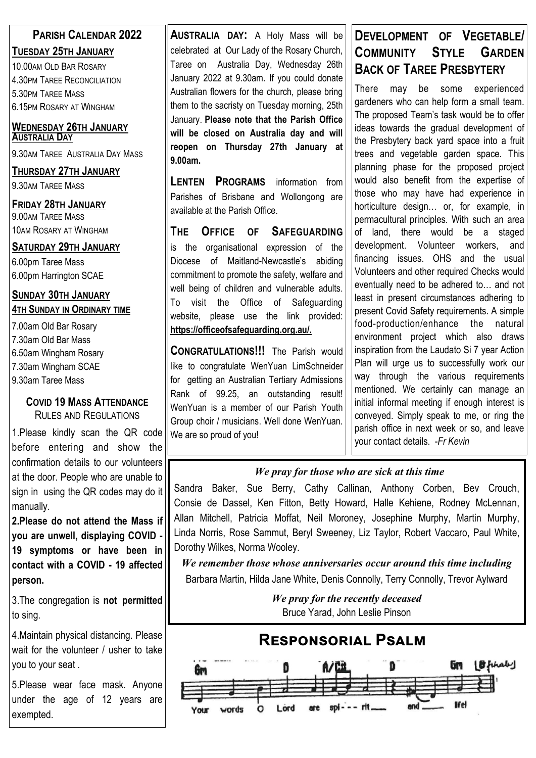## PARISH CALENDAR 2022

**TUESDAY 25TH JANUARY**

10.00AM OLD BAR ROSARY
4.30PM TAREE RECONCILIATION
5.30PM TAREE MASS
6.15PM ROSARY AT WINGHAM

**WEDNESDAY 26TH JANUARY AUSTRALIA DAY**

9.30AM TAREE AUSTRALIA DAY MASS

**THURSDAY 27TH JANUARY**

9.30AM TAREE MASS

**FRIDAY 28TH JANUARY**

9.00AM TAREE MASS
10AM ROSARY AT WINGHAM

**SATURDAY 29TH JANUARY**

6.00pm Taree Mass
6.00pm Harrington SCAE

**SUNDAY 30TH JANUARY 4TH SUNDAY IN ORDINARY TIME**

7.00am Old Bar Rosary
7.30am Old Bar Mass
6.50am Wingham Rosary
7.30am Wingham SCAE
9.30am Taree Mass

### COVID 19 MASS ATTENDANCE RULES AND REGULATIONS

1.Please kindly scan the QR code before entering and show the confirmation details to our volunteers at the door. People who are unable to sign in using the QR codes may do it manually.

**2.Please do not attend the Mass if you are unwell, displaying COVID - 19 symptoms or have been in contact with a COVID - 19 affected person.**

3.The congregation is **not permitted** to sing.

4.Maintain physical distancing. Please wait for the volunteer / usher to take you to your seat .

5.Please wear face mask. Anyone under the age of 12 years are exempted.

**AUSTRALIA DAY:** A Holy Mass will be celebrated at Our Lady of the Rosary Church, Taree on Australia Day, Wednesday 26th January 2022 at 9.30am. If you could donate Australian flowers for the church, please bring them to the sacristy on Tuesday morning, 25th January. **Please note that the Parish Office will be closed on Australia day and will reopen on Thursday 27th January at 9.00am.**

**LENTEN PROGRAMS** information from Parishes of Brisbane and Wollongong are available at the Parish Office.

**THE OFFICE OF SAFEGUARDING** is the organisational expression of the Diocese of Maitland-Newcastle's abiding commitment to promote the safety, welfare and well being of children and vulnerable adults. To visit the Office of Safeguarding website, please use the link provided: **https://officeofsafeguarding.org.au/.**

**CONGRATULATIONS!!!** The Parish would like to congratulate WenYuan LimSchneider for getting an Australian Tertiary Admissions Rank of 99.25, an outstanding result! WenYuan is a member of our Parish Youth Group choir / musicians. Well done WenYuan. We are so proud of you!

## DEVELOPMENT OF VEGETABLE/ COMMUNITY STYLE GARDEN BACK OF TAREE PRESBYTERY

There may be some experienced gardeners who can help form a small team. The proposed Team's task would be to offer ideas towards the gradual development of the Presbytery back yard space into a fruit trees and vegetable garden space. This planning phase for the proposed project would also benefit from the expertise of those who may have had experience in horticulture design… or, for example, in permacultural principles. With such an area of land, there would be a staged development. Volunteer workers, and financing issues. OHS and the usual Volunteers and other required Checks would eventually need to be adhered to… and not least in present circumstances adhering to present Covid Safety requirements. A simple food-production/enhance the natural environment project which also draws inspiration from the Laudato Si 7 year Action Plan will urge us to successfully work our way through the various requirements mentioned. We certainly can manage an initial informal meeting if enough interest is conveyed. Simply speak to me, or ring the parish office in next week or so, and leave your contact details. *-Fr Kevin*

***We pray for those who are sick at this time***

Sandra Baker, Sue Berry, Cathy Callinan, Anthony Corben, Bev Crouch, Consie de Dassel, Ken Fitton, Betty Howard, Halle Kehiene, Rodney McLennan, Allan Mitchell, Patricia Moffat, Neil Moroney, Josephine Murphy, Martin Murphy, Linda Norris, Rose Sammut, Beryl Sweeney, Liz Taylor, Robert Vaccaro, Paul White, Dorothy Wilkes, Norma Wooley.

***We remember those whose anniversaries occur around this time including***

Barbara Martin, Hilda Jane White, Denis Connolly, Terry Connolly, Trevor Aylward

***We pray for the recently deceased***

Bruce Yarad, John Leslie Pinson

## RESPONSORIAL PSALM

Gm D A/C# D Gm (B♭ flat)

Your words O Lord are spi--- rit and life!